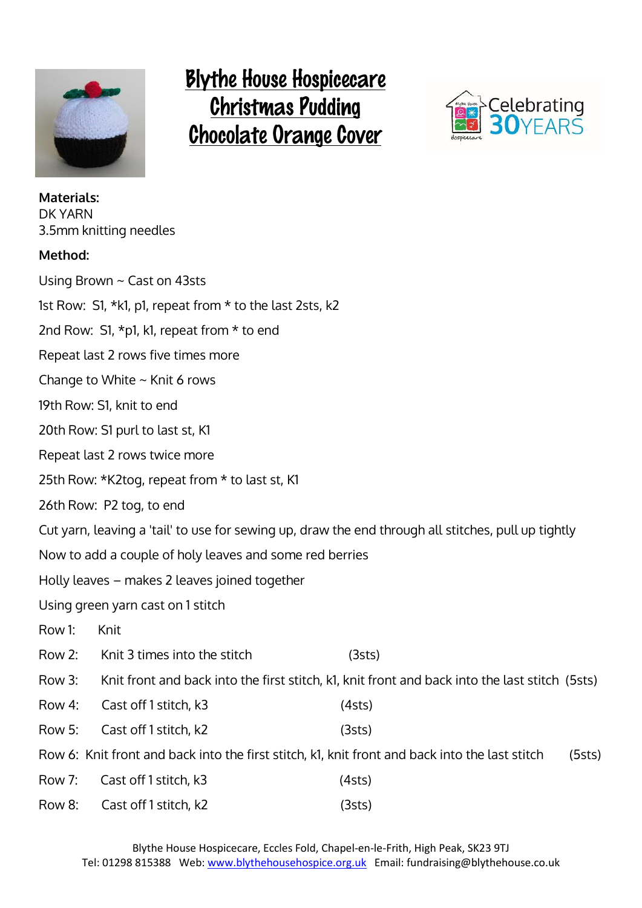# Blythe House Hospicecare Christmas Pudding Chocolate Orange Cover

Celebrating 30YEARS

**Materials:**
DK YARN
3.5mm knitting needles

**Method:**

Using Brown ~ Cast on 43sts

1st Row: S1, *k1, p1, repeat from * to the last 2sts, k2

2nd Row: S1, *p1, k1, repeat from * to end

Repeat last 2 rows five times more

Change to White ~ Knit 6 rows

19th Row: S1, knit to end

20th Row: S1 purl to last st, K1

Repeat last 2 rows twice more

25th Row: *K2tog, repeat from * to last st, K1

26th Row: P2 tog, to end

Cut yarn, leaving a 'tail' to use for sewing up, draw the end through all stitches, pull up tightly

Now to add a couple of holy leaves and some red berries

Holly leaves – makes 2 leaves joined together

Using green yarn cast on 1 stitch

Row 1: Knit

Row 2: Knit 3 times into the stitch (3sts)

Row 3: Knit front and back into the first stitch, k1, knit front and back into the last stitch (5sts)

Row 4: Cast off 1 stitch, k3 (4sts)

Row 5: Cast off 1 stitch, k2 (3sts)

Row 6: Knit front and back into the first stitch, k1, knit front and back into the last stitch (5sts)

Row 7: Cast off 1 stitch, k3 (4sts)

Row 8: Cast off 1 stitch, k2 (3sts)

Blythe House Hospicecare, Eccles Fold, Chapel-en-le-Frith, High Peak, SK23 9TJ
Tel: 01298 815388 Web: www.blythehousehospice.org.uk Email: fundraising@blythehouse.co.uk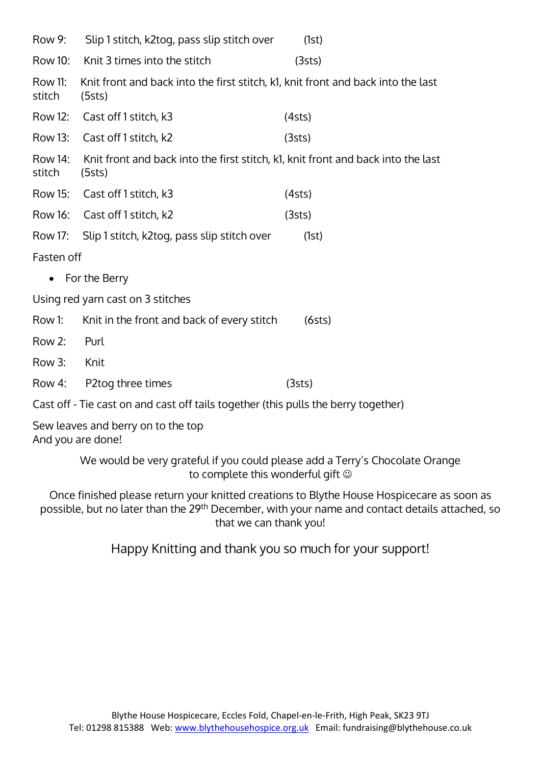Row 9: Slip 1 stitch, k2tog, pass slip stitch over (1st)

Row 10: Knit 3 times into the stitch (3sts)

Row 11: Knit front and back into the first stitch, k1, knit front and back into the last stitch (5sts)

Row 12: Cast off 1 stitch, k3 (4sts)

Row 13: Cast off 1 stitch, k2 (3sts)

Row 14: Knit front and back into the first stitch, k1, knit front and back into the last stitch (5sts)

Row 15: Cast off 1 stitch, k3 (4sts)

Row 16: Cast off 1 stitch, k2 (3sts)

Row 17: Slip 1 stitch, k2tog, pass slip stitch over (1st)

Fasten off

- For the Berry

Using red yarn cast on 3 stitches

Row 1: Knit in the front and back of every stitch (6sts)

Row 2: Purl

Row 3: Knit

Row 4: P2tog three times (3sts)

Cast off - Tie cast on and cast off tails together (this pulls the berry together)

Sew leaves and berry on to the top
And you are done!

We would be very grateful if you could please add a Terry's Chocolate Orange to complete this wonderful gift ☺

Once finished please return your knitted creations to Blythe House Hospicecare as soon as possible, but no later than the 29th December, with your name and contact details attached, so that we can thank you!

Happy Knitting and thank you so much for your support!

Blythe House Hospicecare, Eccles Fold, Chapel-en-le-Frith, High Peak, SK23 9TJ
Tel: 01298 815388 Web: www.blythehousehospice.org.uk Email: fundraising@blythehouse.co.uk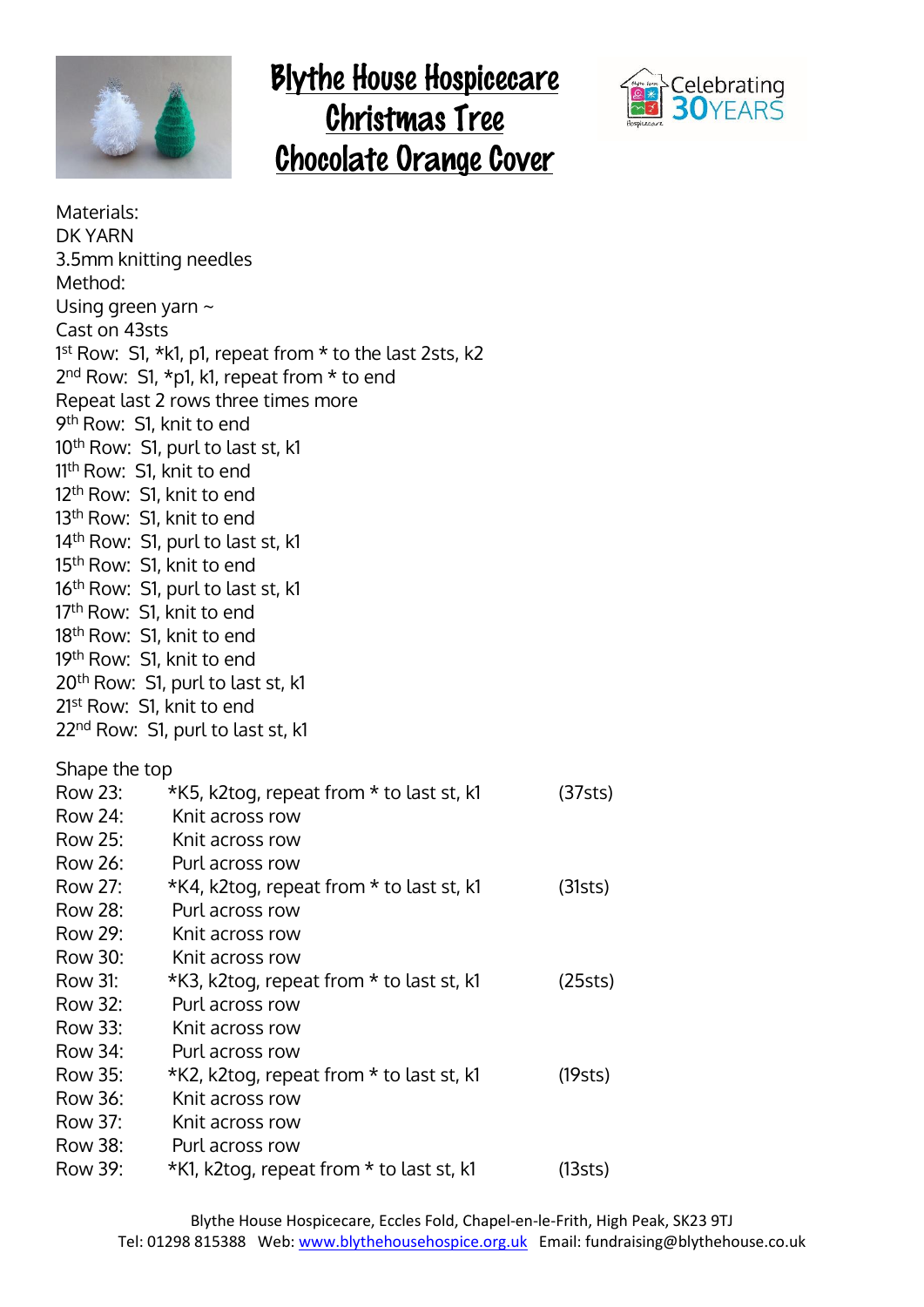# Blythe House Hospicecare Christmas Tree Chocolate Orange Cover

Celebrating 30YEARS

Materials:
DK YARN
3.5mm knitting needles
Method:
Using green yarn ~
Cast on 43sts
1st Row: S1, *k1, p1, repeat from * to the last 2sts, k2
2nd Row: S1, *p1, k1, repeat from * to end
Repeat last 2 rows three times more
9th Row: S1, knit to end
10th Row: S1, purl to last st, k1
11th Row: S1, knit to end
12th Row: S1, knit to end
13th Row: S1, knit to end
14th Row: S1, purl to last st, k1
15th Row: S1, knit to end
16th Row: S1, purl to last st, k1
17th Row: S1, knit to end
18th Row: S1, knit to end
19th Row: S1, knit to end
20th Row: S1, purl to last st, k1
21st Row: S1, knit to end
22nd Row: S1, purl to last st, k1

Shape the top

| | | |
|---|---|---|
| Row 23: | *K5, k2tog, repeat from * to last st, k1 | (37sts) |
| Row 24: | Knit across row | |
| Row 25: | Knit across row | |
| Row 26: | Purl across row | |
| Row 27: | *K4, k2tog, repeat from * to last st, k1 | (31sts) |
| Row 28: | Purl across row | |
| Row 29: | Knit across row | |
| Row 30: | Knit across row | |
| Row 31: | *K3, k2tog, repeat from * to last st, k1 | (25sts) |
| Row 32: | Purl across row | |
| Row 33: | Knit across row | |
| Row 34: | Purl across row | |
| Row 35: | *K2, k2tog, repeat from * to last st, k1 | (19sts) |
| Row 36: | Knit across row | |
| Row 37: | Knit across row | |
| Row 38: | Purl across row | |
| Row 39: | *K1, k2tog, repeat from * to last st, k1 | (13sts) |

Blythe House Hospicecare, Eccles Fold, Chapel-en-le-Frith, High Peak, SK23 9TJ
Tel: 01298 815388 Web: www.blythehousehospice.org.uk Email: fundraising@blythehouse.co.uk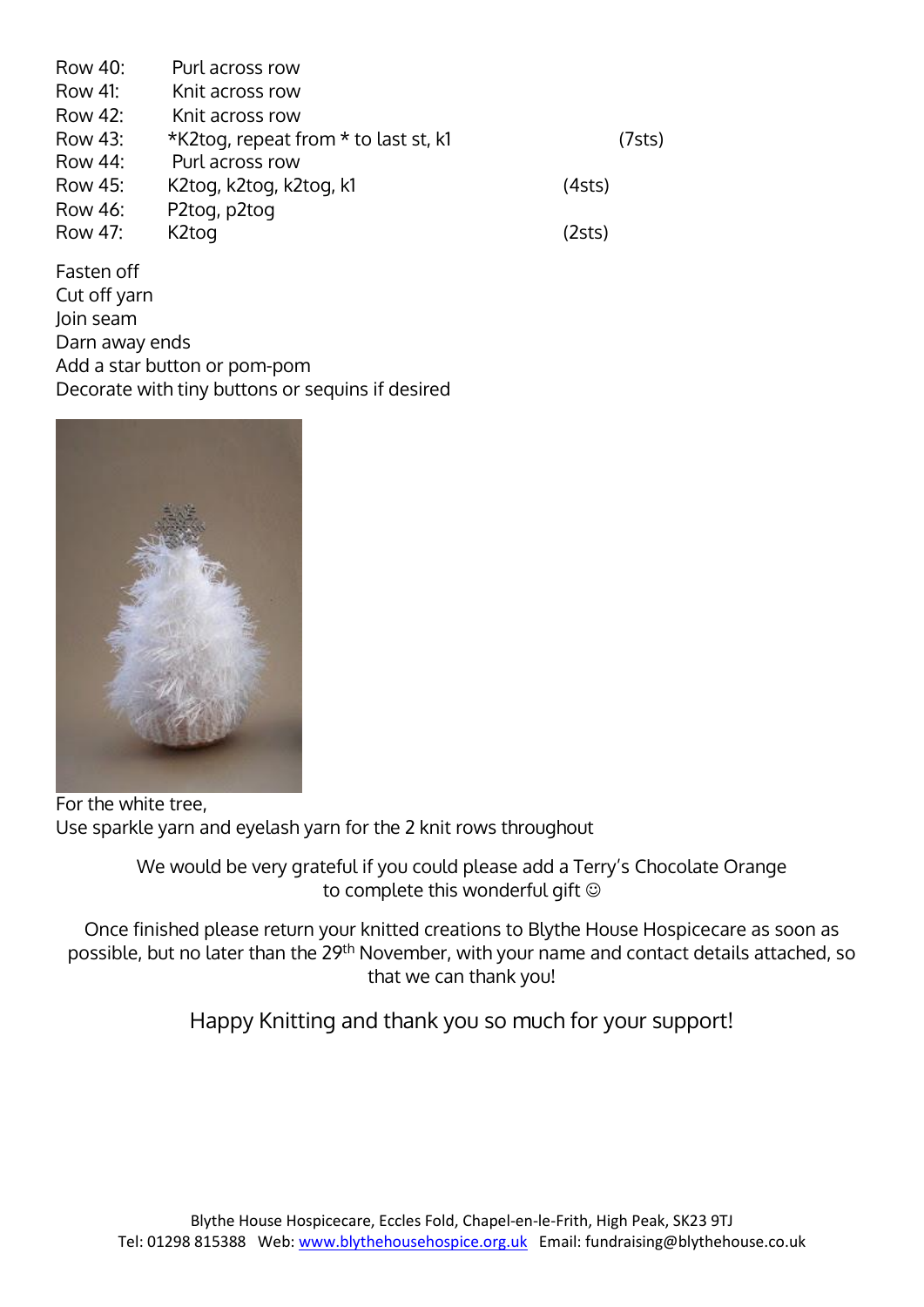| | | |
|---|---|---|
| Row 40: | Purl across row | |
| Row 41: | Knit across row | |
| Row 42: | Knit across row | |
| Row 43: | *K2tog, repeat from * to last st, k1 | (7sts) |
| Row 44: | Purl across row | |
| Row 45: | K2tog, k2tog, k2tog, k1 | (4sts) |
| Row 46: | P2tog, p2tog | |
| Row 47: | K2tog | (2sts) |

Fasten off
Cut off yarn
Join seam
Darn away ends
Add a star button or pom-pom
Decorate with tiny buttons or sequins if desired

For the white tree,
Use sparkle yarn and eyelash yarn for the 2 knit rows throughout

We would be very grateful if you could please add a Terry's Chocolate Orange to complete this wonderful gift ☺

Once finished please return your knitted creations to Blythe House Hospicecare as soon as possible, but no later than the 29th November, with your name and contact details attached, so that we can thank you!

Happy Knitting and thank you so much for your support!

Blythe House Hospicecare, Eccles Fold, Chapel-en-le-Frith, High Peak, SK23 9TJ
Tel: 01298 815388 Web: www.blythehousehospice.org.uk Email: fundraising@blythehouse.co.uk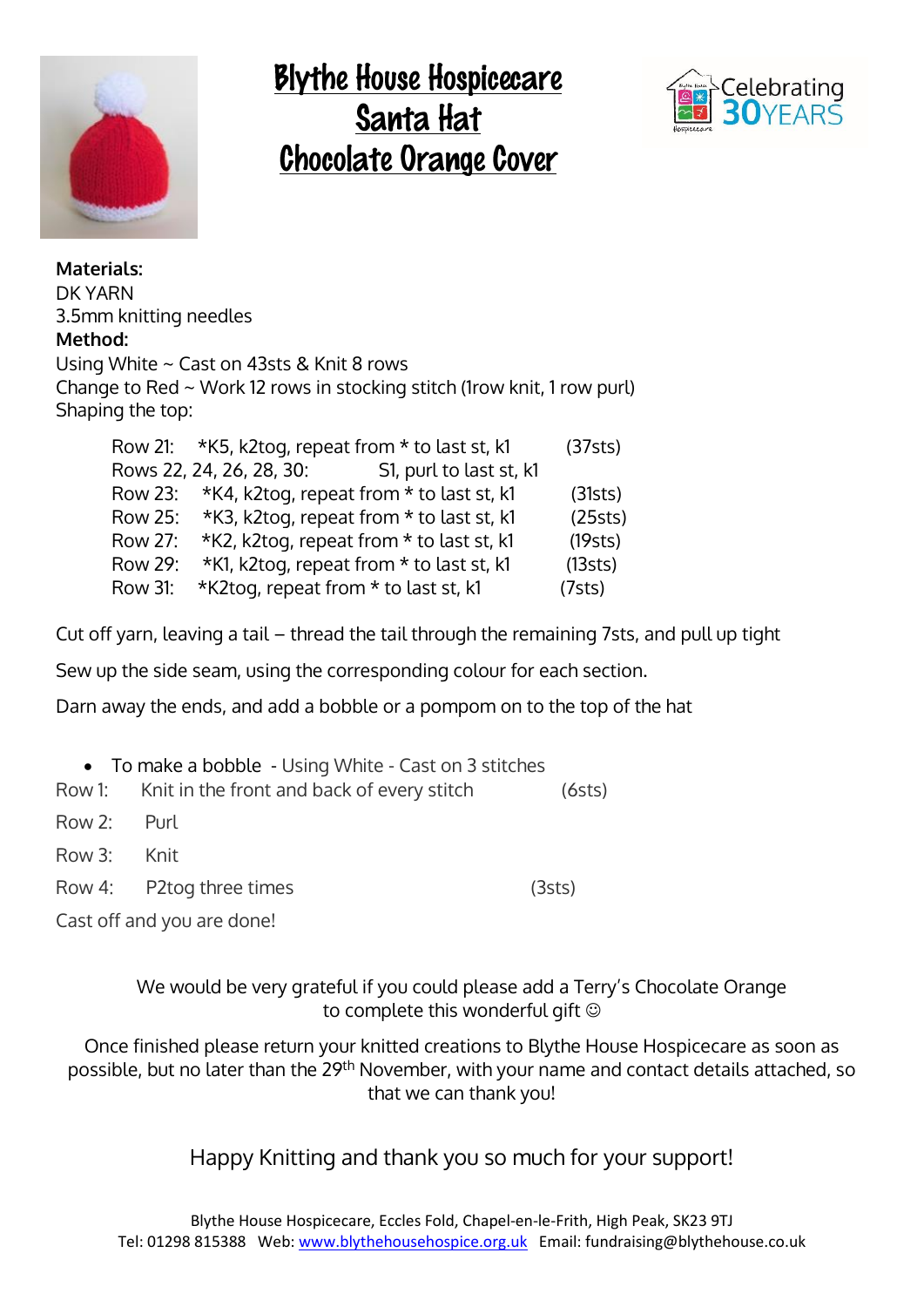# Blythe House Hospicecare Santa Hat Chocolate Orange Cover

**Materials:**
DK YARN
3.5mm knitting needles
**Method:**
Using White ~ Cast on 43sts & Knit 8 rows
Change to Red ~ Work 12 rows in stocking stitch (1row knit, 1 row purl)
Shaping the top:

| | | |
|---|---|---|
| Row 21: | *K5, k2tog, repeat from * to last st, k1 | (37sts) |
| Rows 22, 24, 26, 28, 30: | S1, purl to last st, k1 | |
| Row 23: | *K4, k2tog, repeat from * to last st, k1 | (31sts) |
| Row 25: | *K3, k2tog, repeat from * to last st, k1 | (25sts) |
| Row 27: | *K2, k2tog, repeat from * to last st, k1 | (19sts) |
| Row 29: | *K1, k2tog, repeat from * to last st, k1 | (13sts) |
| Row 31: | *K2tog, repeat from * to last st, k1 | (7sts) |

Cut off yarn, leaving a tail – thread the tail through the remaining 7sts, and pull up tight

Sew up the side seam, using the corresponding colour for each section.

Darn away the ends, and add a bobble or a pompom on to the top of the hat

- To make a bobble - Using White - Cast on 3 stitches

| | | |
|---|---|---|
| Row 1: | Knit in the front and back of every stitch | (6sts) |
| Row 2: | Purl | |
| Row 3: | Knit | |
| Row 4: | P2tog three times | (3sts) |

Cast off and you are done!

We would be very grateful if you could please add a Terry's Chocolate Orange to complete this wonderful gift ☺

Once finished please return your knitted creations to Blythe House Hospicecare as soon as possible, but no later than the 29th November, with your name and contact details attached, so that we can thank you!

Happy Knitting and thank you so much for your support!

Blythe House Hospicecare, Eccles Fold, Chapel-en-le-Frith, High Peak, SK23 9TJ
Tel: 01298 815388 Web: www.blythehousehospice.org.uk Email: fundraising@blythehouse.co.uk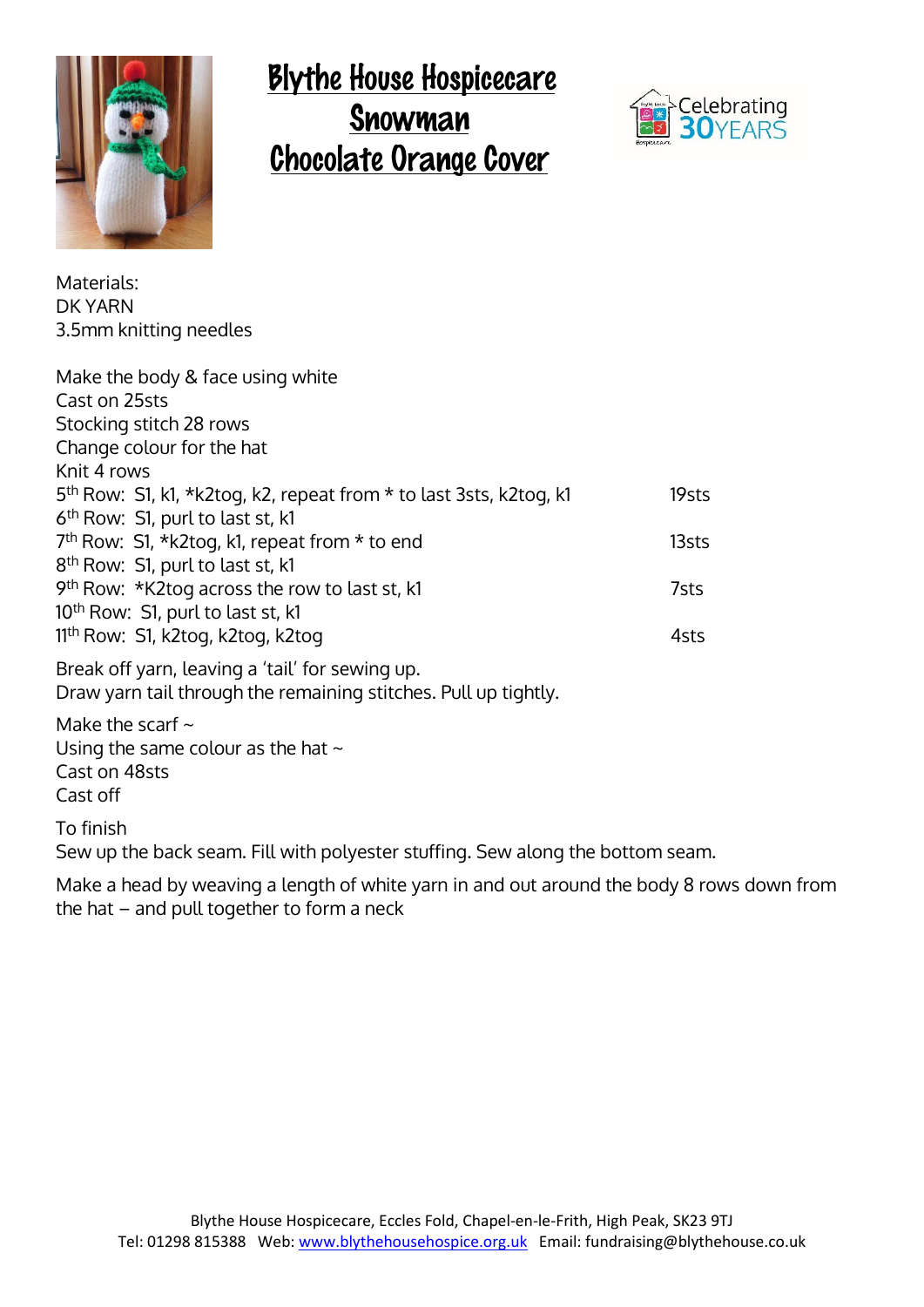# Blythe House Hospicecare Snowman Chocolate Orange Cover

Celebrating 30YEARS

Materials:
DK YARN
3.5mm knitting needles

Make the body & face using white
Cast on 25sts
Stocking stitch 28 rows
Change colour for the hat
Knit 4 rows

| | |
|---|---|
| 5th Row: S1, k1, *k2tog, k2, repeat from * to last 3sts, k2tog, k1 | 19sts |
| 6th Row: S1, purl to last st, k1 | |
| 7th Row: S1, *k2tog, k1, repeat from * to end | 13sts |
| 8th Row: S1, purl to last st, k1 | |
| 9th Row: *K2tog across the row to last st, k1 | 7sts |
| 10th Row: S1, purl to last st, k1 | |
| 11th Row: S1, k2tog, k2tog, k2tog | 4sts |

Break off yarn, leaving a 'tail' for sewing up.
Draw yarn tail through the remaining stitches. Pull up tightly.

Make the scarf ~
Using the same colour as the hat ~
Cast on 48sts
Cast off

To finish
Sew up the back seam. Fill with polyester stuffing. Sew along the bottom seam.

Make a head by weaving a length of white yarn in and out around the body 8 rows down from the hat – and pull together to form a neck

Blythe House Hospicecare, Eccles Fold, Chapel-en-le-Frith, High Peak, SK23 9TJ
Tel: 01298 815388 Web: www.blythehousehospice.org.uk Email: fundraising@blythehouse.co.uk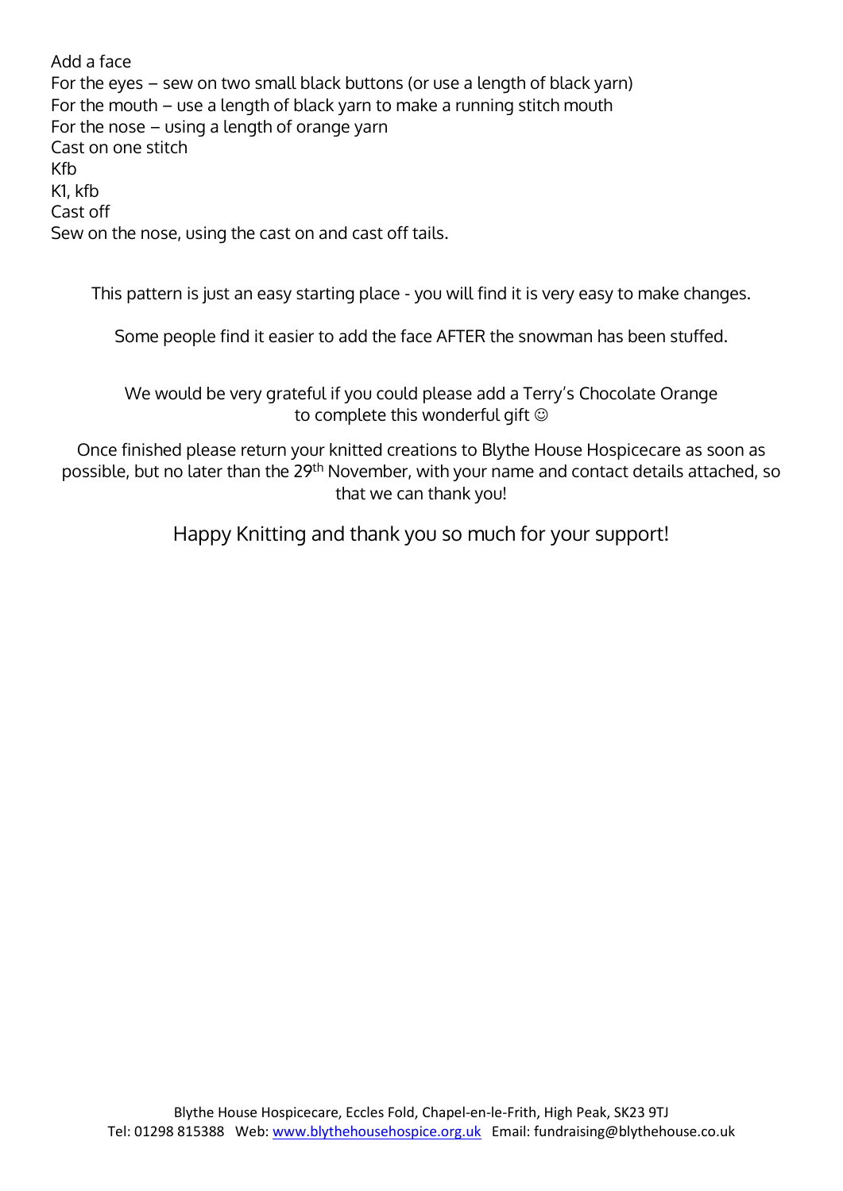Add a face
For the eyes – sew on two small black buttons (or use a length of black yarn)
For the mouth – use a length of black yarn to make a running stitch mouth
For the nose – using a length of orange yarn
Cast on one stitch
Kfb
K1, kfb
Cast off
Sew on the nose, using the cast on and cast off tails.

This pattern is just an easy starting place - you will find it is very easy to make changes.

Some people find it easier to add the face AFTER the snowman has been stuffed.

We would be very grateful if you could please add a Terry's Chocolate Orange to complete this wonderful gift ☺

Once finished please return your knitted creations to Blythe House Hospicecare as soon as possible, but no later than the 29th November, with your name and contact details attached, so that we can thank you!

Happy Knitting and thank you so much for your support!

Blythe House Hospicecare, Eccles Fold, Chapel-en-le-Frith, High Peak, SK23 9TJ
Tel: 01298 815388 Web: www.blythehousehospice.org.uk Email: fundraising@blythehouse.co.uk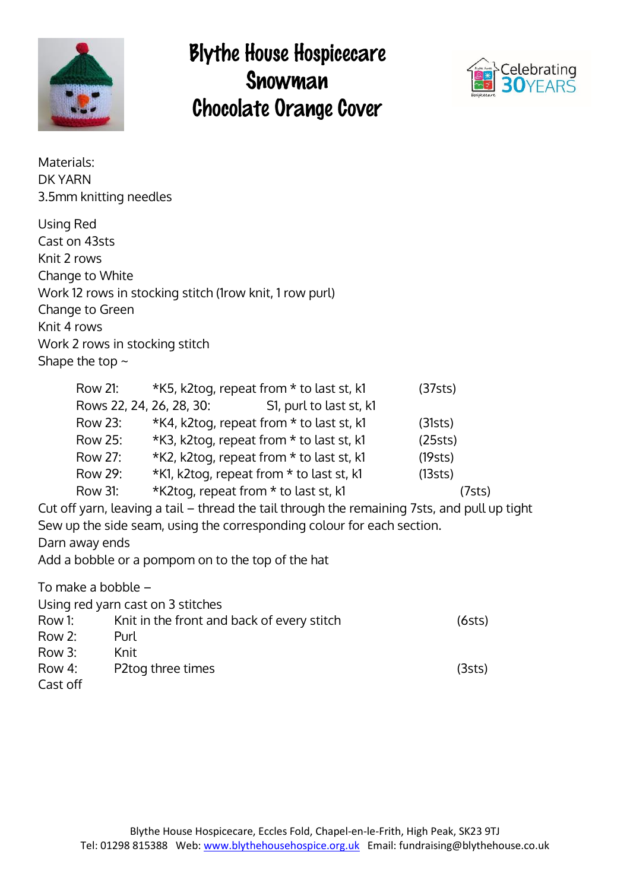# Blythe House Hospicecare Snowman Chocolate Orange Cover

Celebrating 30YEARS

Materials:
DK YARN
3.5mm knitting needles

Using Red
Cast on 43sts
Knit 2 rows
Change to White
Work 12 rows in stocking stitch (1row knit, 1 row purl)
Change to Green
Knit 4 rows
Work 2 rows in stocking stitch
Shape the top ~

| | | |
|---|---|---|
| Row 21: | *K5, k2tog, repeat from * to last st, k1 | (37sts) |
| Rows 22, 24, 26, 28, 30: | S1, purl to last st, k1 | |
| Row 23: | *K4, k2tog, repeat from * to last st, k1 | (31sts) |
| Row 25: | *K3, k2tog, repeat from * to last st, k1 | (25sts) |
| Row 27: | *K2, k2tog, repeat from * to last st, k1 | (19sts) |
| Row 29: | *K1, k2tog, repeat from * to last st, k1 | (13sts) |
| Row 31: | *K2tog, repeat from * to last st, k1 | (7sts) |

Cut off yarn, leaving a tail – thread the tail through the remaining 7sts, and pull up tight
Sew up the side seam, using the corresponding colour for each section.
Darn away ends
Add a bobble or a pompom on to the top of the hat

To make a bobble –
Using red yarn cast on 3 stitches

| | | |
|---|---|---|
| Row 1: | Knit in the front and back of every stitch | (6sts) |
| Row 2: | Purl | |
| Row 3: | Knit | |
| Row 4: | P2tog three times | (3sts) |

Cast off

Blythe House Hospicecare, Eccles Fold, Chapel-en-le-Frith, High Peak, SK23 9TJ
Tel: 01298 815388 Web: www.blythehousehospice.org.uk Email: fundraising@blythehouse.co.uk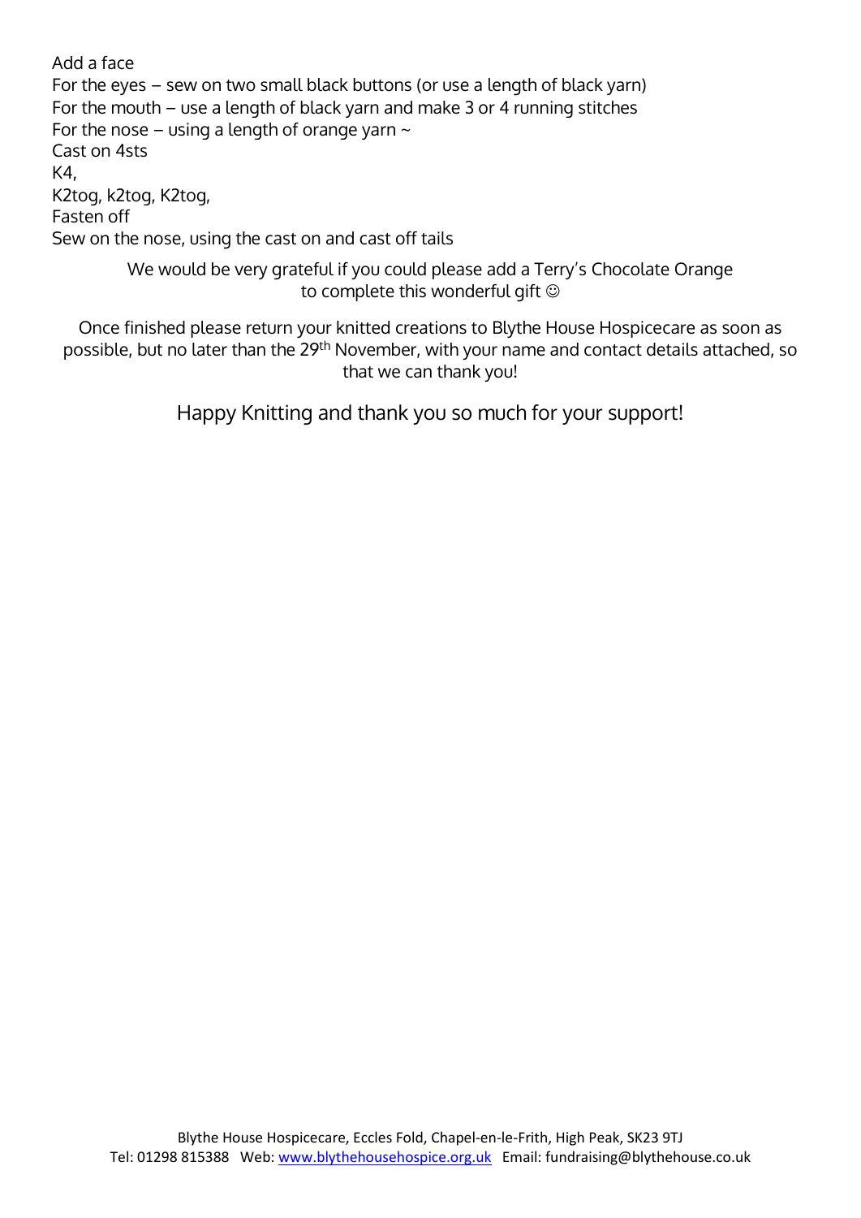Add a face

For the eyes – sew on two small black buttons (or use a length of black yarn)

For the mouth – use a length of black yarn and make 3 or 4 running stitches

For the nose – using a length of orange yarn ~

Cast on 4sts

K4,

K2tog, k2tog, K2tog,

Fasten off

Sew on the nose, using the cast on and cast off tails

We would be very grateful if you could please add a Terry's Chocolate Orange to complete this wonderful gift ☺

Once finished please return your knitted creations to Blythe House Hospicecare as soon as possible, but no later than the 29th November, with your name and contact details attached, so that we can thank you!

Happy Knitting and thank you so much for your support!

Blythe House Hospicecare, Eccles Fold, Chapel-en-le-Frith, High Peak, SK23 9TJ
Tel: 01298 815388 Web: www.blythehousehospice.org.uk Email: fundraising@blythehouse.co.uk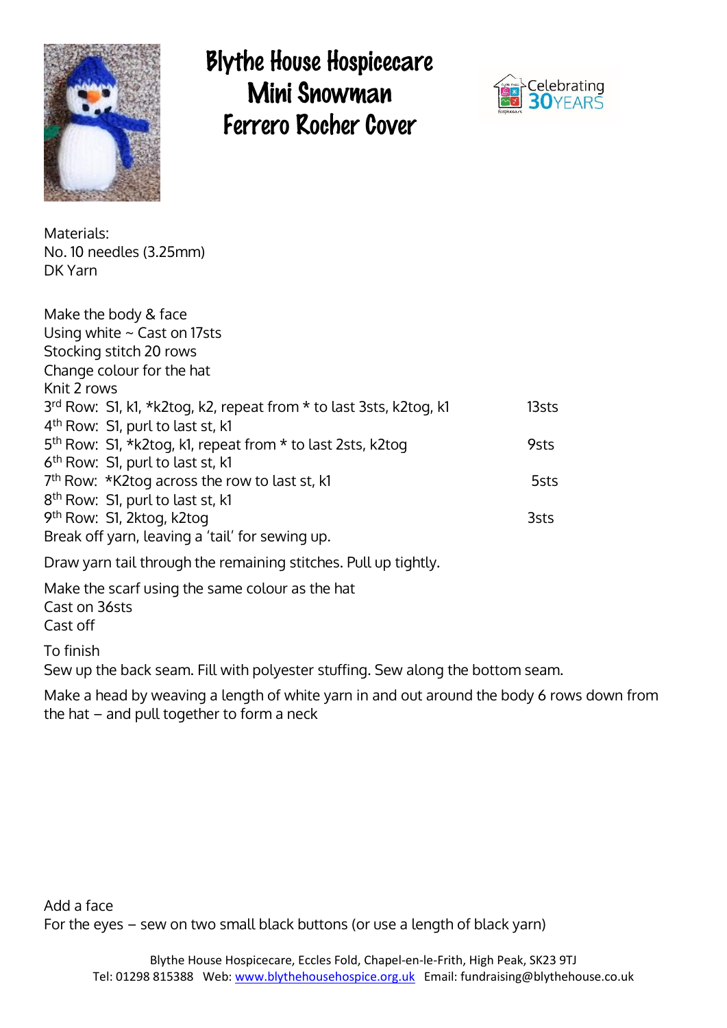# Blythe House Hospicecare
# Mini Snowman
# Ferrero Rocher Cover

Celebrating 30YEARS

Materials:
No. 10 needles (3.25mm)
DK Yarn

Make the body & face
Using white ~ Cast on 17sts
Stocking stitch 20 rows
Change colour for the hat
Knit 2 rows
3rd Row: S1, k1, *k2tog, k2, repeat from * to last 3sts, k2tog, k1 — 13sts
4th Row: S1, purl to last st, k1
5th Row: S1, *k2tog, k1, repeat from * to last 2sts, k2tog — 9sts
6th Row: S1, purl to last st, k1
7th Row: *K2tog across the row to last st, k1 — 5sts
8th Row: S1, purl to last st, k1
9th Row: S1, 2ktog, k2tog — 3sts
Break off yarn, leaving a 'tail' for sewing up.

Draw yarn tail through the remaining stitches. Pull up tightly.

Make the scarf using the same colour as the hat
Cast on 36sts
Cast off

To finish
Sew up the back seam. Fill with polyester stuffing. Sew along the bottom seam.

Make a head by weaving a length of white yarn in and out around the body 6 rows down from the hat – and pull together to form a neck

Add a face
For the eyes – sew on two small black buttons (or use a length of black yarn)

Blythe House Hospicecare, Eccles Fold, Chapel-en-le-Frith, High Peak, SK23 9TJ
Tel: 01298 815388 Web: www.blythehousehospice.org.uk Email: fundraising@blythehouse.co.uk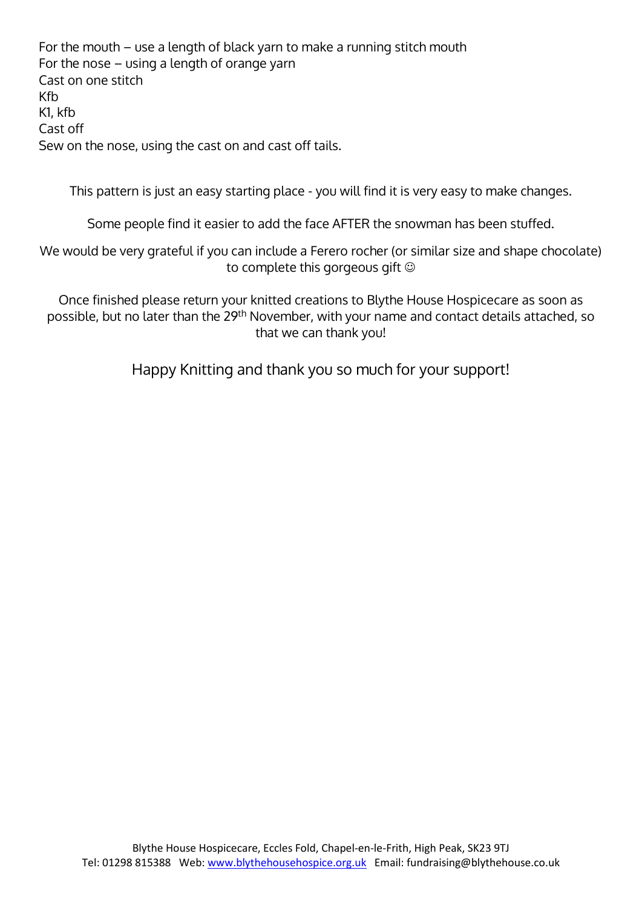For the mouth – use a length of black yarn to make a running stitch mouth
For the nose – using a length of orange yarn
Cast on one stitch
Kfb
K1, kfb
Cast off
Sew on the nose, using the cast on and cast off tails.

This pattern is just an easy starting place - you will find it is very easy to make changes.

Some people find it easier to add the face AFTER the snowman has been stuffed.

We would be very grateful if you can include a Ferero rocher (or similar size and shape chocolate) to complete this gorgeous gift ☺

Once finished please return your knitted creations to Blythe House Hospicecare as soon as possible, but no later than the 29th November, with your name and contact details attached, so that we can thank you!

Happy Knitting and thank you so much for your support!

Blythe House Hospicecare, Eccles Fold, Chapel-en-le-Frith, High Peak, SK23 9TJ
Tel: 01298 815388 Web: www.blythehousehospice.org.uk Email: fundraising@blythehouse.co.uk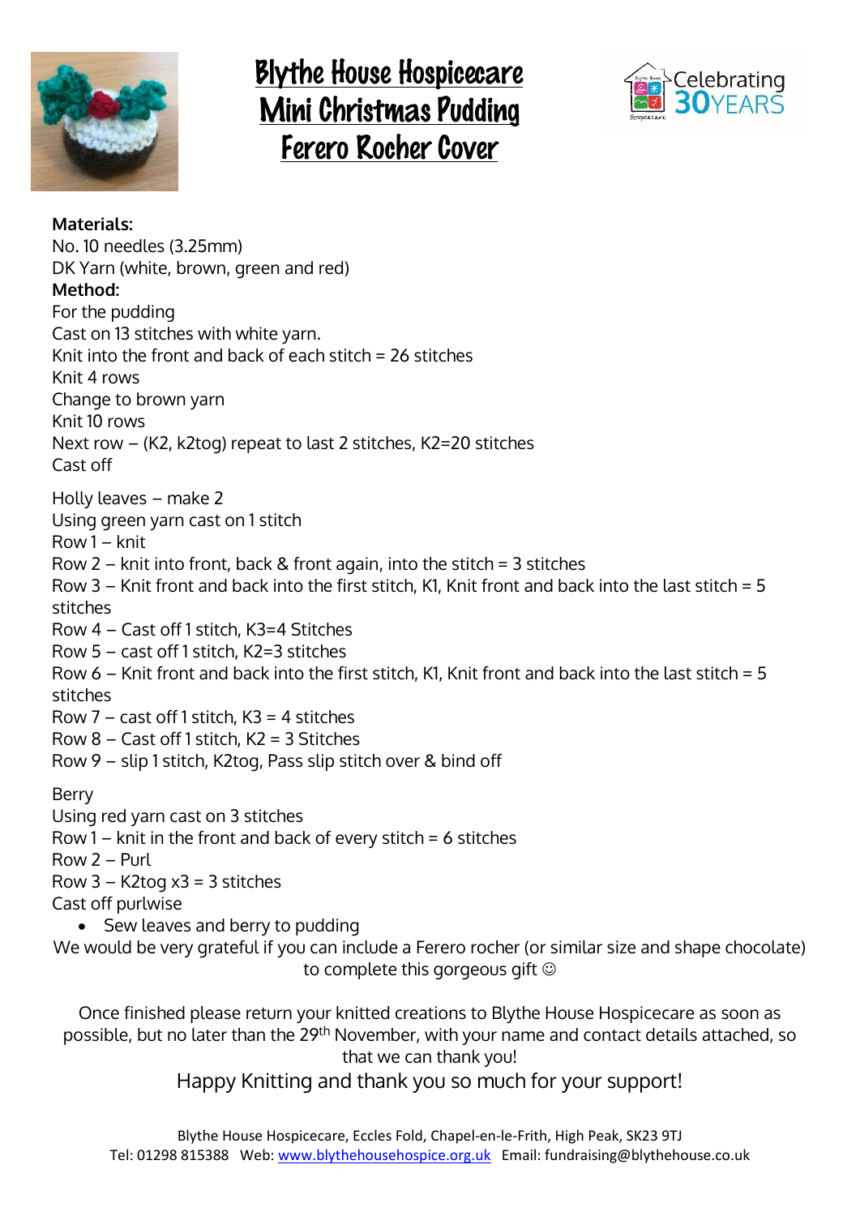# Blythe House Hospicecare
# Mini Christmas Pudding
# Ferero Rocher Cover

Celebrating 30YEARS

**Materials:**
No. 10 needles (3.25mm)
DK Yarn (white, brown, green and red)
**Method:**
For the pudding
Cast on 13 stitches with white yarn.
Knit into the front and back of each stitch = 26 stitches
Knit 4 rows
Change to brown yarn
Knit 10 rows
Next row – (K2, k2tog) repeat to last 2 stitches, K2=20 stitches
Cast off

Holly leaves – make 2
Using green yarn cast on 1 stitch
Row 1 – knit
Row 2 – knit into front, back & front again, into the stitch = 3 stitches
Row 3 – Knit front and back into the first stitch, K1, Knit front and back into the last stitch = 5 stitches
Row 4 – Cast off 1 stitch, K3=4 Stitches
Row 5 – cast off 1 stitch, K2=3 stitches
Row 6 – Knit front and back into the first stitch, K1, Knit front and back into the last stitch = 5 stitches
Row 7 – cast off 1 stitch, K3 = 4 stitches
Row 8 – Cast off 1 stitch, K2 = 3 Stitches
Row 9 – slip 1 stitch, K2tog, Pass slip stitch over & bind off

Berry
Using red yarn cast on 3 stitches
Row 1 – knit in the front and back of every stitch = 6 stitches
Row 2 – Purl
Row 3 – K2tog x3 = 3 stitches
Cast off purlwise

- Sew leaves and berry to pudding

We would be very grateful if you can include a Ferero rocher (or similar size and shape chocolate) to complete this gorgeous gift ☺

Once finished please return your knitted creations to Blythe House Hospicecare as soon as possible, but no later than the 29th November, with your name and contact details attached, so that we can thank you!

Happy Knitting and thank you so much for your support!

Blythe House Hospicecare, Eccles Fold, Chapel-en-le-Frith, High Peak, SK23 9TJ
Tel: 01298 815388 Web: www.blythehousehospice.org.uk Email: fundraising@blythehouse.co.uk